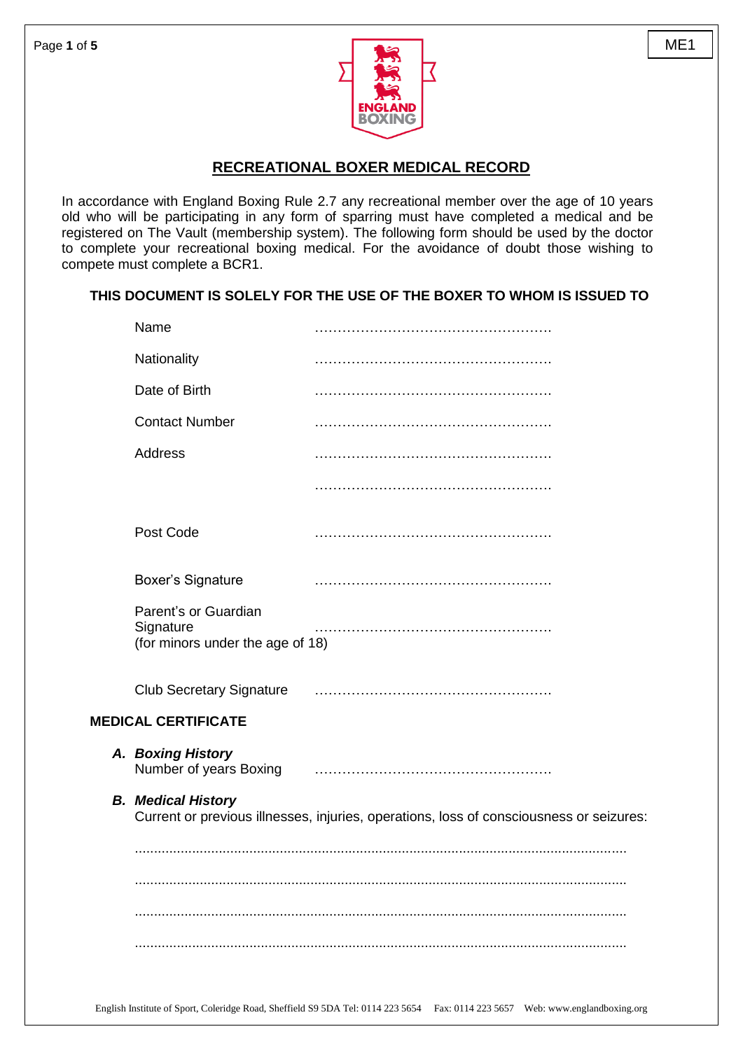ME1

# RECREATIONAL BOXER MEDICAL RECORD

In accordance with England Boxing Rule 2.7 any recreational member over the age of 10 years old who will be participating in any form of sparring must have completed a medical and be registered on The Vault (membership system). The following form should be used by the doctor to complete your recreational boxing medical. For the avoidance of doubt those wishing to compete must complete a BCR1.

**THIS DOCUMENT IS SOLELY FOR THE USE OF THE BOXER TO WHOM IS ISSUED TO**

Name ……………………………………………

Nationality ……………………………………………

Date of Birth ……………………………………………

Contact Number ……………………………………………

Address ……………………………………………

……………………………………………

Post Code ……………………………………………

Boxer's Signature ……………………………………………

Parent's or Guardian Signature (for minors under the age of 18) ……………………………………………

Club Secretary Signature ……………………………………………

## MEDICAL CERTIFICATE

***A. Boxing History***

Number of years Boxing ……………………………………………

***B. Medical History***

Current or previous illnesses, injuries, operations, loss of consciousness or seizures:

…………………………………………………………………………………………………………

…………………………………………………………………………………………………………

…………………………………………………………………………………………………………

…………………………………………………………………………………………………………

English Institute of Sport, Coleridge Road, Sheffield S9 5DA Tel: 0114 223 5654 Fax: 0114 223 5657 Web: www.englandboxing.org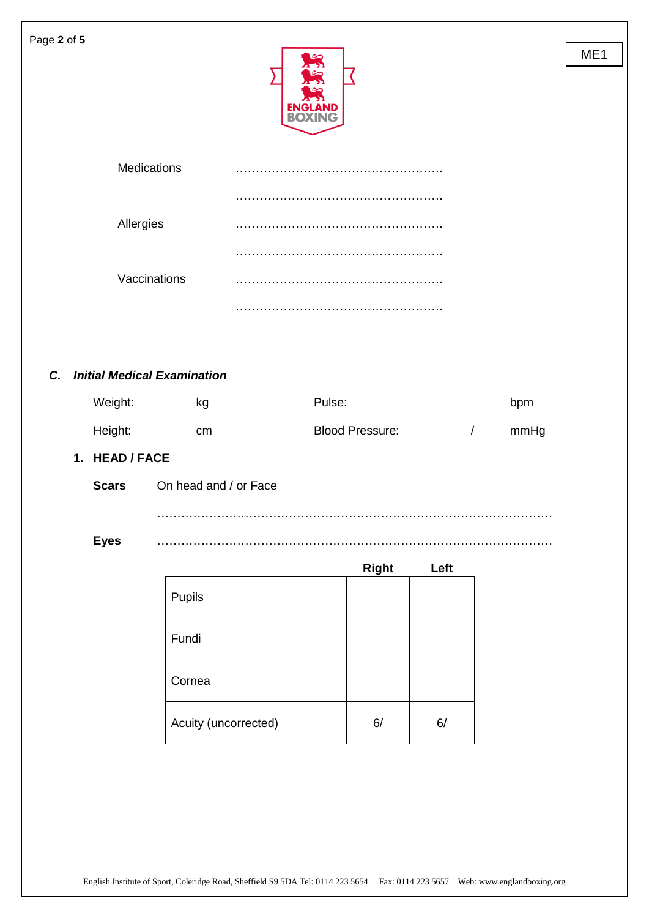ME1

Medications ……………………………………………

……………………………………………

Allergies ……………………………………………

……………………………………………

Vaccinations ……………………………………………

……………………………………………

## *C. Initial Medical Examination*

Weight: kg　　　　Pulse: bpm

Height: cm　　　　Blood Pressure: / mmHg

### 1. HEAD / FACE

**Scars** On head and / or Face

……………………………………………………………………………………

**Eyes** ……………………………………………………………………………………

| | Right | Left |
|---|---|---|
| Pupils | | |
| Fundi | | |
| Cornea | | |
| Acuity (uncorrected) | 6/ | 6/ |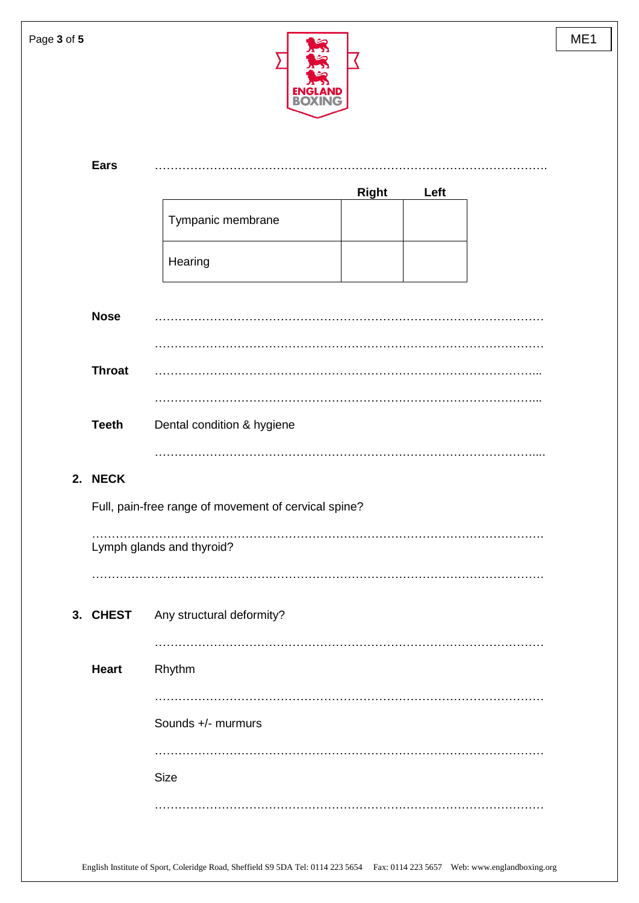**Ears** ……………………………………………………………………………………………

| | Right | Left |
|---|---|---|
| Tympanic membrane | | |
| Hearing | | |

**Nose** ……………………………………………………………………………………………

……………………………………………………………………………………………

**Throat** ……………………………………………………………………………………………

……………………………………………………………………………………………

**Teeth** Dental condition & hygiene

……………………………………………………………………………………………

## 2. NECK

Full, pain-free range of movement of cervical spine?

……………………………………………………………………………………………

Lymph glands and thyroid?

……………………………………………………………………………………………

## 3. CHEST

Any structural deformity?

……………………………………………………………………………………………

**Heart** Rhythm

……………………………………………………………………………………………

Sounds +/- murmurs

……………………………………………………………………………………………

Size

……………………………………………………………………………………………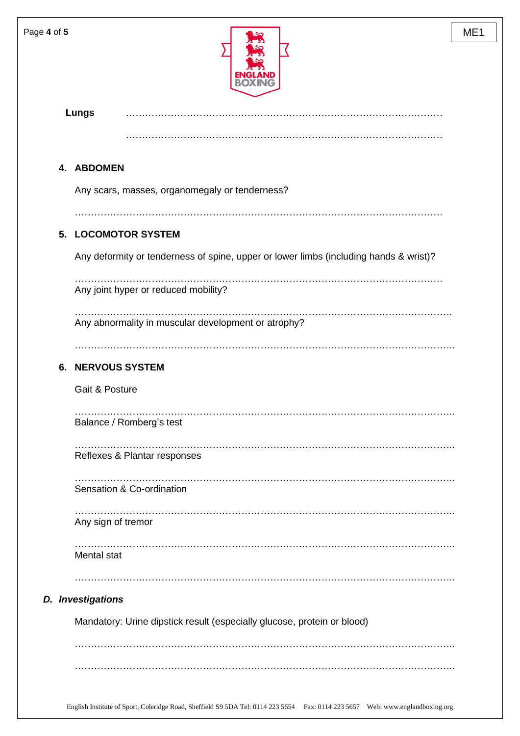**Lungs** …………………………………………………………………………………………

…………………………………………………………………………………………

## 4. ABDOMEN

Any scars, masses, organomegaly or tenderness?

……………………………………………………………………………………………………

## 5. LOCOMOTOR SYSTEM

Any deformity or tenderness of spine, upper or lower limbs (including hands & wrist)?

……………………………………………………………………………………………………

Any joint hyper or reduced mobility?

……………………………………………………………………………………………………

Any abnormality in muscular development or atrophy?

……………………………………………………………………………………………………

## 6. NERVOUS SYSTEM

Gait & Posture

……………………………………………………………………………………………………

Balance / Romberg's test

……………………………………………………………………………………………………

Reflexes & Plantar responses

……………………………………………………………………………………………………

Sensation & Co-ordination

……………………………………………………………………………………………………

Any sign of tremor

……………………………………………………………………………………………………

Mental stat

……………………………………………………………………………………………………

## *D. Investigations*

Mandatory: Urine dipstick result (especially glucose, protein or blood)

……………………………………………………………………………………………………

……………………………………………………………………………………………………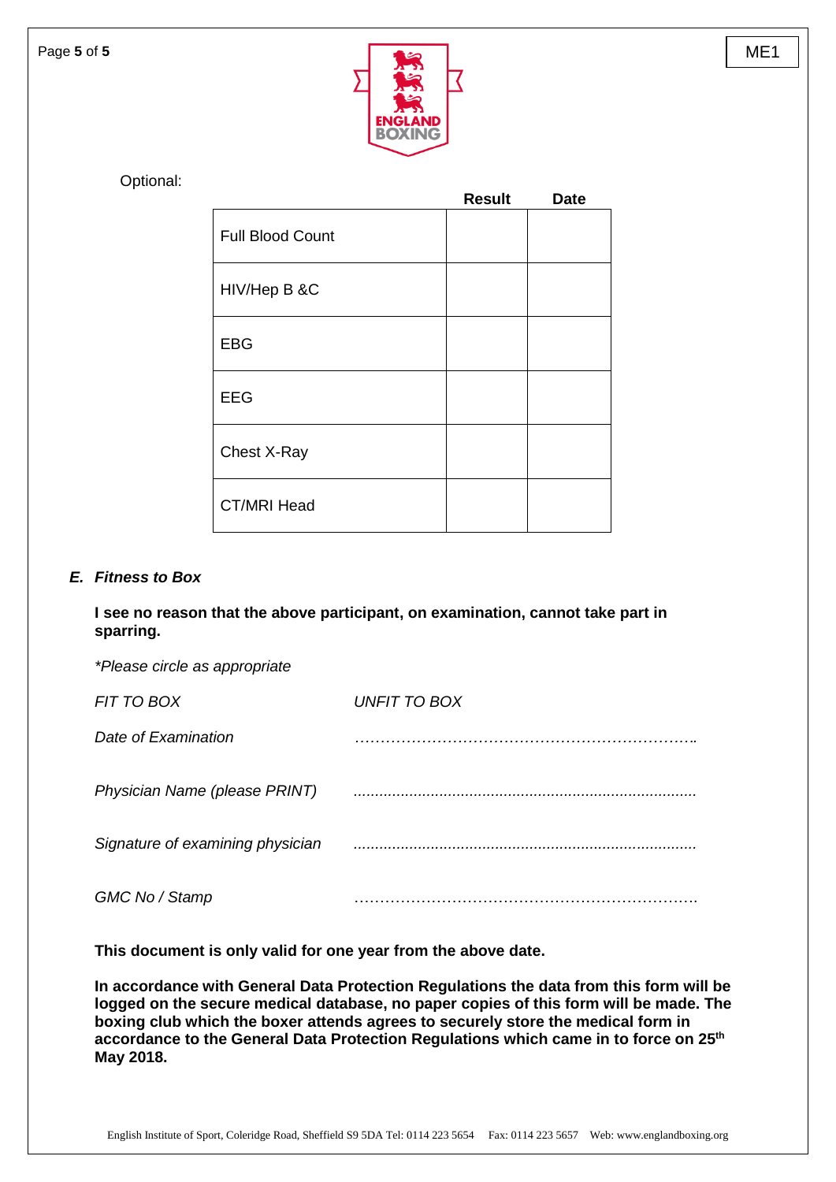ME1

Optional:

| | Result | Date |
|---|---|---|
| Full Blood Count | | |
| HIV/Hep B &C | | |
| EBG | | |
| EEG | | |
| Chest X-Ray | | |
| CT/MRI Head | | |

### *E. Fitness to Box*

**I see no reason that the above participant, on examination, cannot take part in sparring.**

*\*Please circle as appropriate*

*FIT TO BOX* *UNFIT TO BOX*

*Date of Examination* ……………………………………………………….

*Physician Name (please PRINT)* ……………………………………………………….

*Signature of examining physician* ……………………………………………………….

*GMC No / Stamp* ……………………………………………………….

**This document is only valid for one year from the above date.**

**In accordance with General Data Protection Regulations the data from this form will be logged on the secure medical database, no paper copies of this form will be made. The boxing club which the boxer attends agrees to securely store the medical form in accordance to the General Data Protection Regulations which came in to force on 25th May 2018.**

English Institute of Sport, Coleridge Road, Sheffield S9 5DA Tel: 0114 223 5654 Fax: 0114 223 5657 Web: www.englandboxing.org